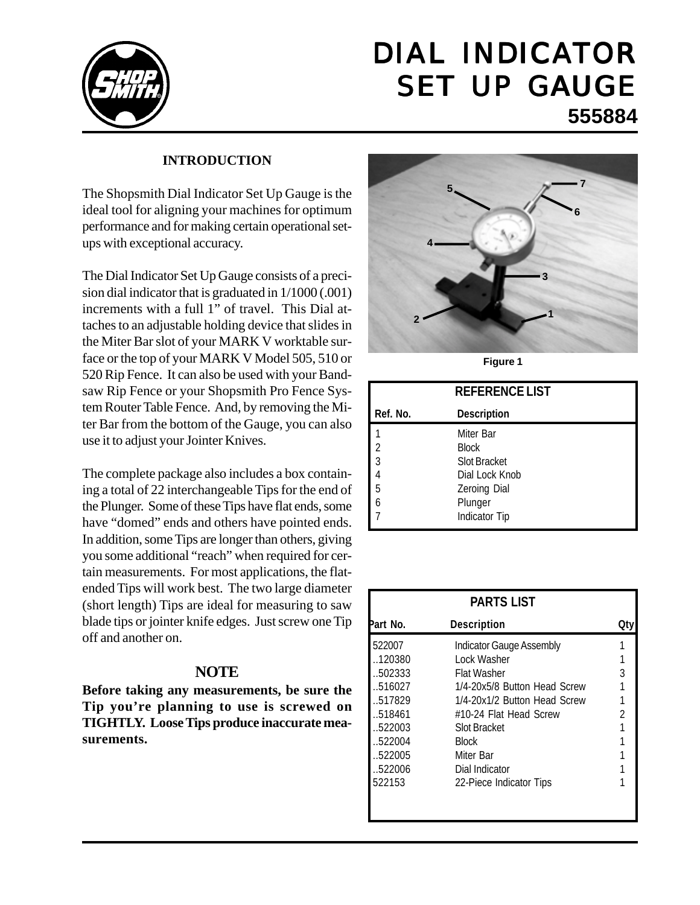# DIAL INDICATOR SET UP GAUGE

## 555884

### INTRODUCTION

The Shopsmith Dial Indicator Set Up Gauge is the ideal tool for aligning your machines for optimum performance and for making certain operational set-ups with exceptional accuracy.

The Dial Indicator Set Up Gauge consists of a precision dial indicator that is graduated in 1/1000 (.001) increments with a full 1" of travel. This Dial attaches to an adjustable holding device that slides in the Miter Bar slot of your MARK V worktable surface or the top of your MARK V Model 505, 510 or 520 Rip Fence. It can also be used with your Bandsaw Rip Fence or your Shopsmith Pro Fence System Router Table Fence. And, by removing the Miter Bar from the bottom of the Gauge, you can also use it to adjust your Jointer Knives.

The complete package also includes a box containing a total of 22 interchangeable Tips for the end of the Plunger. Some of these Tips have flat ends, some have "domed" ends and others have pointed ends. In addition, some Tips are longer than others, giving you some additional "reach" when required for certain measurements. For most applications, the flat-ended Tips will work best. The two large diameter (short length) Tips are ideal for measuring to saw blade tips or jointer knife edges. Just screw one Tip off and another on.

### NOTE

**Before taking any measurements, be sure the Tip you're planning to use is screwed on TIGHTLY. Loose Tips produce inaccurate measurements.**

Figure 1

**REFERENCE LIST**

| Ref. No. | Description |
|---|---|
| 1 | Miter Bar |
| 2 | Block |
| 3 | Slot Bracket |
| 4 | Dial Lock Knob |
| 5 | Zeroing Dial |
| 6 | Plunger |
| 7 | Indicator Tip |

**PARTS LIST**

| Part No. | Description | Qty |
|---|---|---|
| 522007 | Indicator Gauge Assembly | 1 |
| ..120380 | Lock Washer | 1 |
| ..502333 | Flat Washer | 3 |
| ..516027 | 1/4-20x5/8 Button Head Screw | 1 |
| ..517829 | 1/4-20x1/2 Button Head Screw | 1 |
| ..518461 | #10-24 Flat Head Screw | 2 |
| ..522003 | Slot Bracket | 1 |
| ..522004 | Block | 1 |
| ..522005 | Miter Bar | 1 |
| ..522006 | Dial Indicator | 1 |
| 522153 | 22-Piece Indicator Tips | 1 |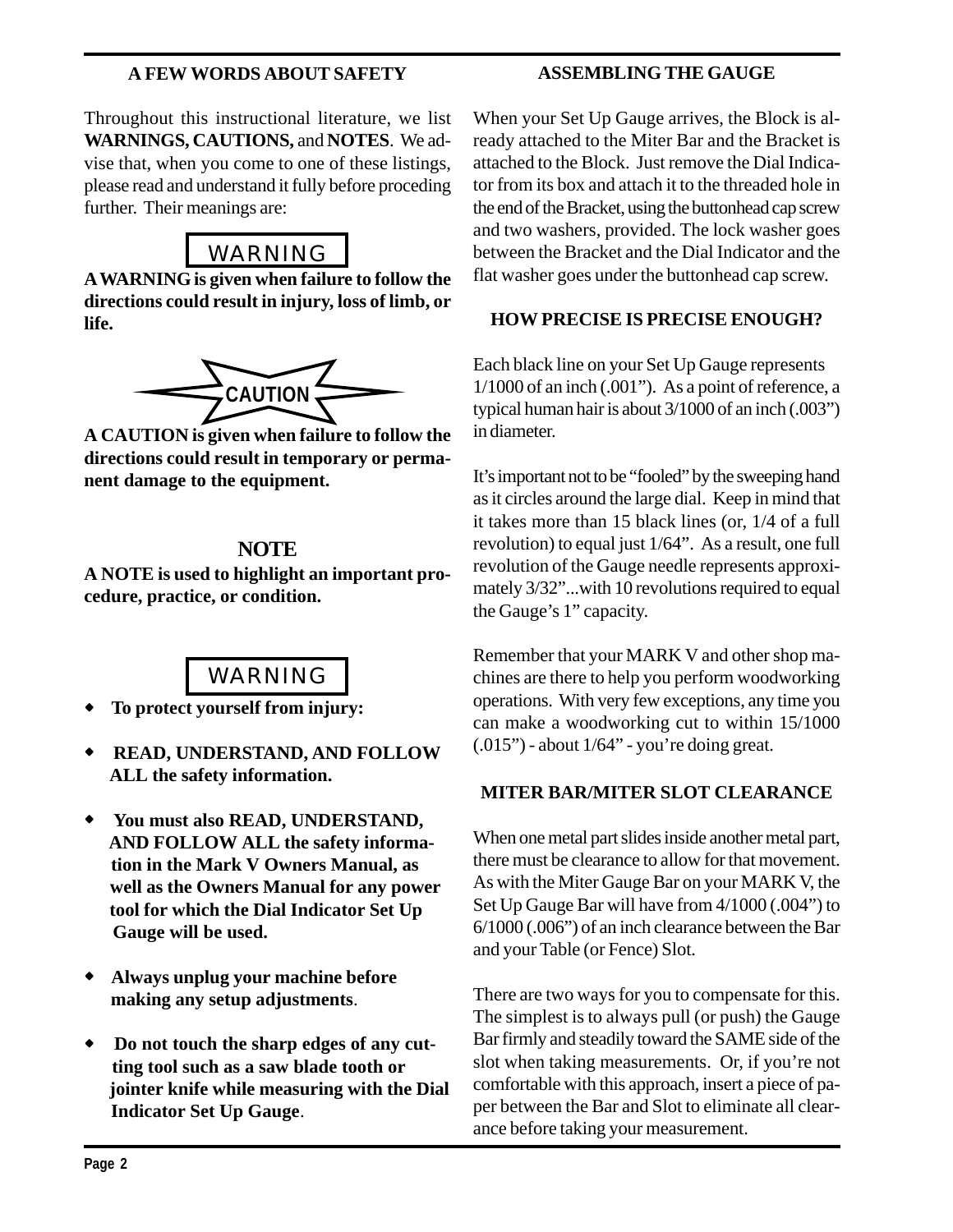## A FEW WORDS ABOUT SAFETY

Throughout this instructional literature, we list **WARNINGS, CAUTIONS,** and **NOTES**. We advise that, when you come to one of these listings, please read and understand it fully before proceding further. Their meanings are:

**WARNING**

**A WARNING is given when failure to follow the directions could result in injury, loss of limb, or life.**

**CAUTION**

**A CAUTION is given when failure to follow the directions could result in temporary or permanent damage to the equipment.**

**NOTE**

**A NOTE is used to highlight an important procedure, practice, or condition.**

**WARNING**

- **To protect yourself from injury:**
- **READ, UNDERSTAND, AND FOLLOW ALL the safety information.**
- **You must also READ, UNDERSTAND, AND FOLLOW ALL the safety information in the Mark V Owners Manual, as well as the Owners Manual for any power tool for which the Dial Indicator Set Up Gauge will be used.**
- **Always unplug your machine before making any setup adjustments**.
- **Do not touch the sharp edges of any cutting tool such as a saw blade tooth or jointer knife while measuring with the Dial Indicator Set Up Gauge**.

## ASSEMBLING THE GAUGE

When your Set Up Gauge arrives, the Block is already attached to the Miter Bar and the Bracket is attached to the Block. Just remove the Dial Indicator from its box and attach it to the threaded hole in the end of the Bracket, using the buttonhead cap screw and two washers, provided. The lock washer goes between the Bracket and the Dial Indicator and the flat washer goes under the buttonhead cap screw.

## HOW PRECISE IS PRECISE ENOUGH?

Each black line on your Set Up Gauge represents 1/1000 of an inch (.001"). As a point of reference, a typical human hair is about 3/1000 of an inch (.003") in diameter.

It's important not to be "fooled" by the sweeping hand as it circles around the large dial. Keep in mind that it takes more than 15 black lines (or, 1/4 of a full revolution) to equal just 1/64". As a result, one full revolution of the Gauge needle represents approximately 3/32"...with 10 revolutions required to equal the Gauge's 1" capacity.

Remember that your MARK V and other shop machines are there to help you perform woodworking operations. With very few exceptions, any time you can make a woodworking cut to within 15/1000 (.015") - about 1/64" - you're doing great.

## MITER BAR/MITER SLOT CLEARANCE

When one metal part slides inside another metal part, there must be clearance to allow for that movement. As with the Miter Gauge Bar on your MARK V, the Set Up Gauge Bar will have from 4/1000 (.004") to 6/1000 (.006") of an inch clearance between the Bar and your Table (or Fence) Slot.

There are two ways for you to compensate for this. The simplest is to always pull (or push) the Gauge Bar firmly and steadily toward the SAME side of the slot when taking measurements. Or, if you're not comfortable with this approach, insert a piece of paper between the Bar and Slot to eliminate all clearance before taking your measurement.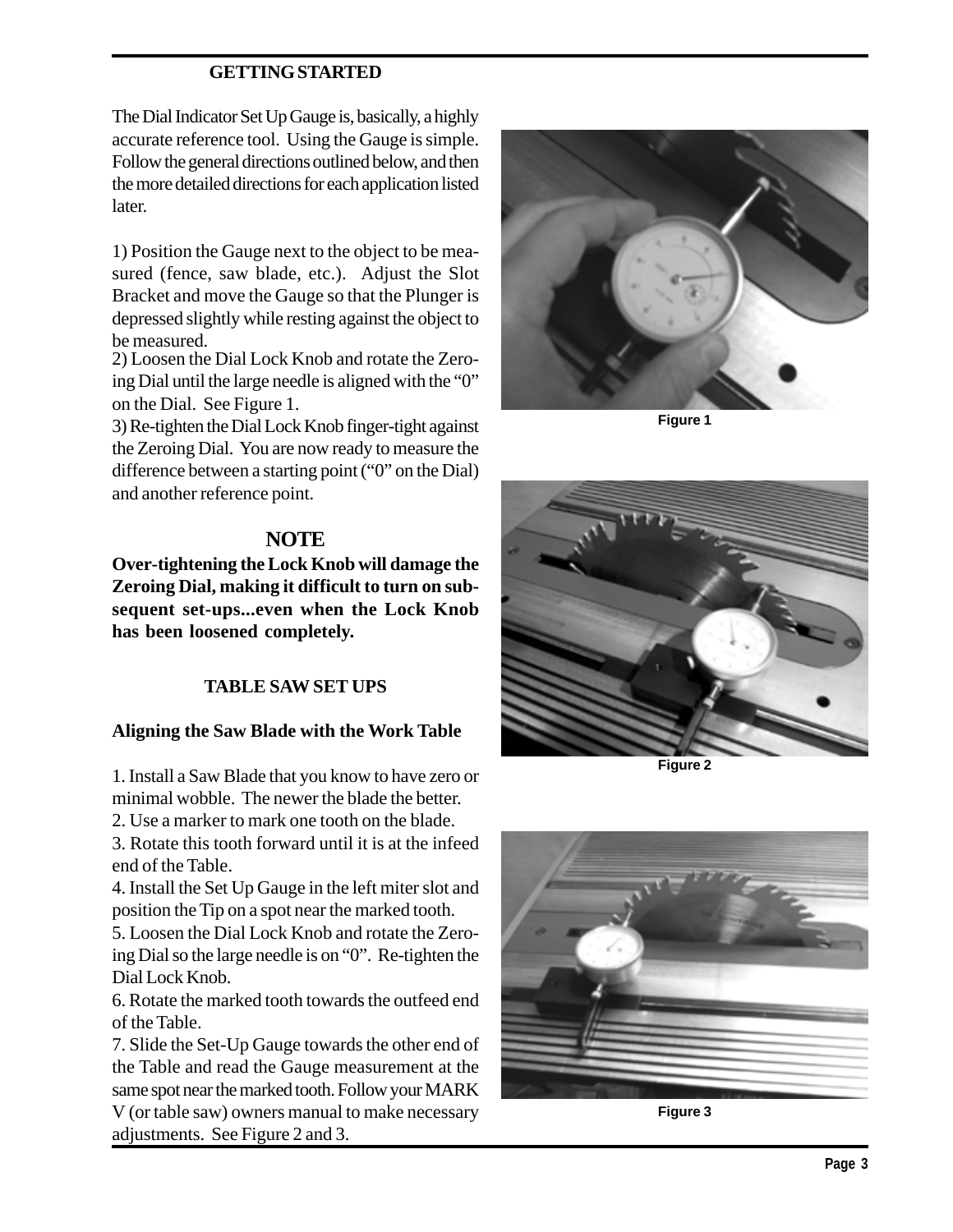## GETTING STARTED

The Dial Indicator Set Up Gauge is, basically, a highly accurate reference tool. Using the Gauge is simple. Follow the general directions outlined below, and then the more detailed directions for each application listed later.

1) Position the Gauge next to the object to be measured (fence, saw blade, etc.). Adjust the Slot Bracket and move the Gauge so that the Plunger is depressed slightly while resting against the object to be measured.
2) Loosen the Dial Lock Knob and rotate the Zeroing Dial until the large needle is aligned with the "0" on the Dial. See Figure 1.
3) Re-tighten the Dial Lock Knob finger-tight against the Zeroing Dial. You are now ready to measure the difference between a starting point ("0" on the Dial) and another reference point.

### NOTE

**Over-tightening the Lock Knob will damage the Zeroing Dial, making it difficult to turn on subsequent set-ups...even when the Lock Knob has been loosened completely.**

## TABLE SAW SET UPS

### Aligning the Saw Blade with the Work Table

1. Install a Saw Blade that you know to have zero or minimal wobble. The newer the blade the better.
2. Use a marker to mark one tooth on the blade.
3. Rotate this tooth forward until it is at the infeed end of the Table.
4. Install the Set Up Gauge in the left miter slot and position the Tip on a spot near the marked tooth.
5. Loosen the Dial Lock Knob and rotate the Zeroing Dial so the large needle is on "0". Re-tighten the Dial Lock Knob.
6. Rotate the marked tooth towards the outfeed end of the Table.
7. Slide the Set-Up Gauge towards the other end of the Table and read the Gauge measurement at the same spot near the marked tooth. Follow your MARK V (or table saw) owners manual to make necessary adjustments. See Figure 2 and 3.

Figure 1

Figure 2

Figure 3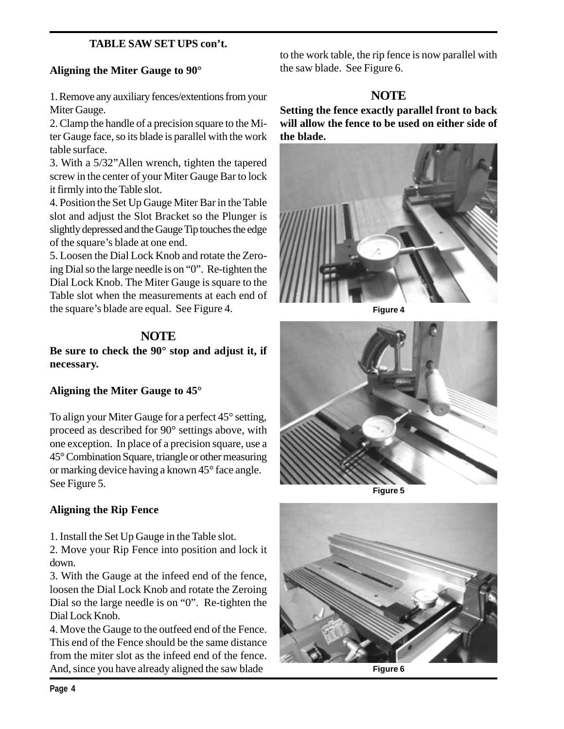## TABLE SAW SET UPS con't.

### Aligning the Miter Gauge to 90°

1. Remove any auxiliary fences/extentions from your Miter Gauge.
2. Clamp the handle of a precision square to the Miter Gauge face, so its blade is parallel with the work table surface.
3. With a 5/32"Allen wrench, tighten the tapered screw in the center of your Miter Gauge Bar to lock it firmly into the Table slot.
4. Position the Set Up Gauge Miter Bar in the Table slot and adjust the Slot Bracket so the Plunger is slightly depressed and the Gauge Tip touches the edge of the square's blade at one end.
5. Loosen the Dial Lock Knob and rotate the Zeroing Dial so the large needle is on "0". Re-tighten the Dial Lock Knob. The Miter Gauge is square to the Table slot when the measurements at each end of the square's blade are equal. See Figure 4.

#### NOTE

**Be sure to check the 90° stop and adjust it, if necessary.**

### Aligning the Miter Gauge to 45°

To align your Miter Gauge for a perfect 45° setting, proceed as described for 90° settings above, with one exception. In place of a precision square, use a 45° Combination Square, triangle or other measuring or marking device having a known 45° face angle. See Figure 5.

### Aligning the Rip Fence

1. Install the Set Up Gauge in the Table slot.
2. Move your Rip Fence into position and lock it down.
3. With the Gauge at the infeed end of the fence, loosen the Dial Lock Knob and rotate the Zeroing Dial so the large needle is on "0". Re-tighten the Dial Lock Knob.
4. Move the Gauge to the outfeed end of the Fence. This end of the Fence should be the same distance from the miter slot as the infeed end of the fence. And, since you have already aligned the saw blade to the work table, the rip fence is now parallel with the saw blade. See Figure 6.

#### NOTE

**Setting the fence exactly parallel front to back will allow the fence to be used on either side of the blade.**

Figure 4

Figure 5

Figure 6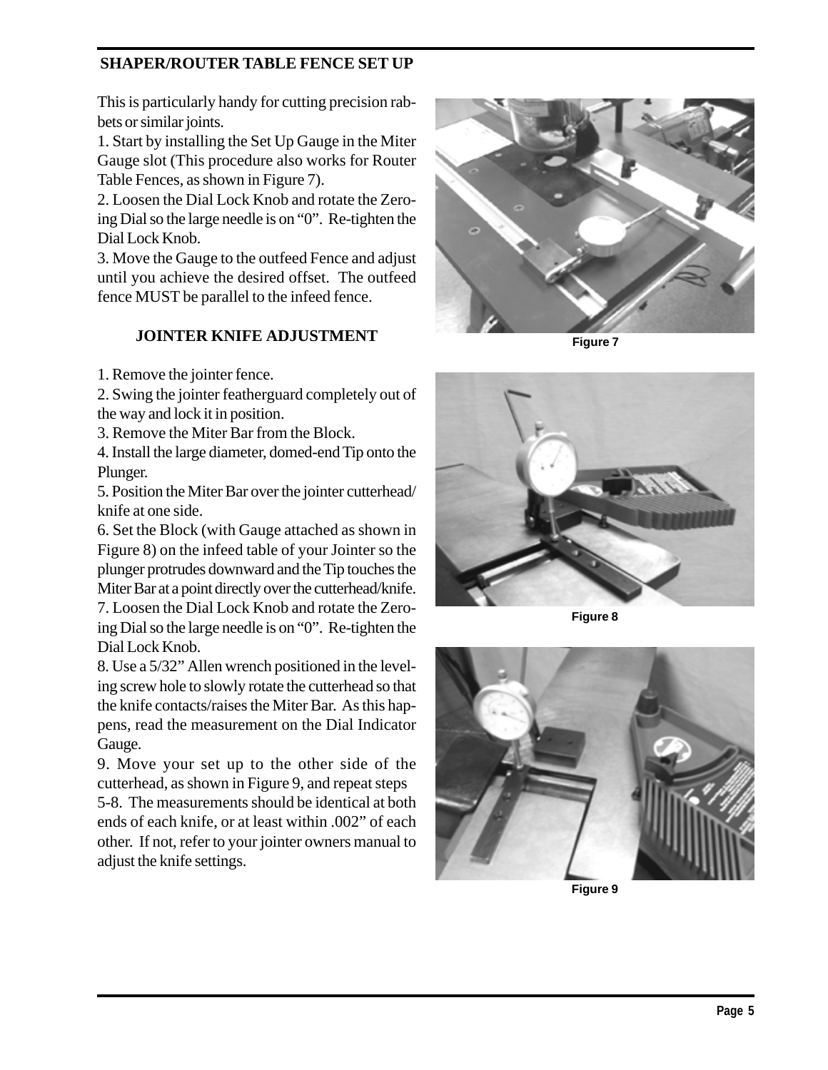## SHAPER/ROUTER TABLE FENCE SET UP

This is particularly handy for cutting precision rabbets or similar joints.

1. Start by installing the Set Up Gauge in the Miter Gauge slot (This procedure also works for Router Table Fences, as shown in Figure 7).
2. Loosen the Dial Lock Knob and rotate the Zeroing Dial so the large needle is on "0". Re-tighten the Dial Lock Knob.
3. Move the Gauge to the outfeed Fence and adjust until you achieve the desired offset. The outfeed fence MUST be parallel to the infeed fence.

Figure 7

## JOINTER KNIFE ADJUSTMENT

1. Remove the jointer fence.
2. Swing the jointer featherguard completely out of the way and lock it in position.
3. Remove the Miter Bar from the Block.
4. Install the large diameter, domed-end Tip onto the Plunger.
5. Position the Miter Bar over the jointer cutterhead/knife at one side.
6. Set the Block (with Gauge attached as shown in Figure 8) on the infeed table of your Jointer so the plunger protrudes downward and the Tip touches the Miter Bar at a point directly over the cutterhead/knife.
7. Loosen the Dial Lock Knob and rotate the Zeroing Dial so the large needle is on "0". Re-tighten the Dial Lock Knob.
8. Use a 5/32" Allen wrench positioned in the leveling screw hole to slowly rotate the cutterhead so that the knife contacts/raises the Miter Bar. As this happens, read the measurement on the Dial Indicator Gauge.
9. Move your set up to the other side of the cutterhead, as shown in Figure 9, and repeat steps 5-8. The measurements should be identical at both ends of each knife, or at least within .002" of each other. If not, refer to your jointer owners manual to adjust the knife settings.

Figure 8

Figure 9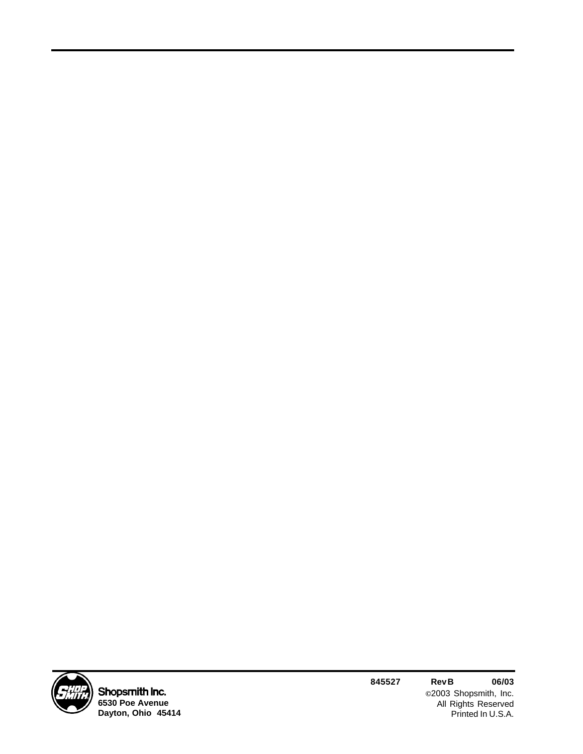Shopsmith Inc.
6530 Poe Avenue
Dayton, Ohio 45414

845527 Rev B 06/03

©2003 Shopsmith, Inc.
All Rights Reserved
Printed In U.S.A.